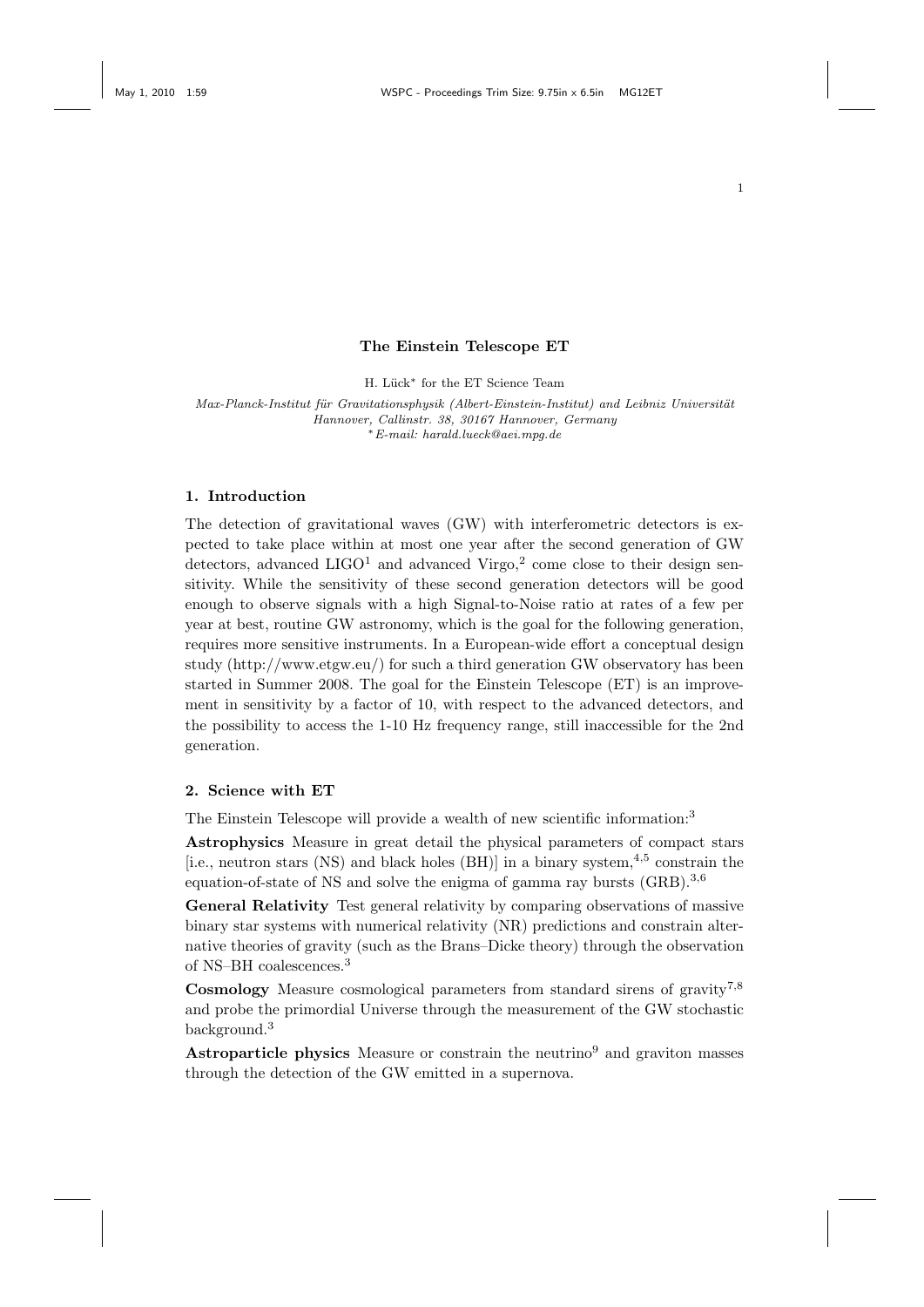# The Einstein Telescope ET

H. Lück* for the ET Science Team

*Max-Planck-Institut für Gravitationsphysik (Albert-Einstein-Institut) and Leibniz Universität Hannover, Callinstr. 38, 30167 Hannover, Germany*
*\*E-mail: harald.lueck@aei.mpg.de*

## 1. Introduction

The detection of gravitational waves (GW) with interferometric detectors is expected to take place within at most one year after the second generation of GW detectors, advanced LIGO[1] and advanced Virgo,[2] come close to their design sensitivity. While the sensitivity of these second generation detectors will be good enough to observe signals with a high Signal-to-Noise ratio at rates of a few per year at best, routine GW astronomy, which is the goal for the following generation, requires more sensitive instruments. In a European-wide effort a conceptual design study (http://www.etgw.eu/) for such a third generation GW observatory has been started in Summer 2008. The goal for the Einstein Telescope (ET) is an improvement in sensitivity by a factor of 10, with respect to the advanced detectors, and the possibility to access the 1-10 Hz frequency range, still inaccessible for the 2nd generation.

## 2. Science with ET

The Einstein Telescope will provide a wealth of new scientific information:[3]

**Astrophysics** Measure in great detail the physical parameters of compact stars [i.e., neutron stars (NS) and black holes (BH)] in a binary system,[4,5] constrain the equation-of-state of NS and solve the enigma of gamma ray bursts (GRB).[3,6]

**General Relativity** Test general relativity by comparing observations of massive binary star systems with numerical relativity (NR) predictions and constrain alternative theories of gravity (such as the Brans–Dicke theory) through the observation of NS–BH coalescences.[3]

**Cosmology** Measure cosmological parameters from standard sirens of gravity[7,8] and probe the primordial Universe through the measurement of the GW stochastic background.[3]

**Astroparticle physics** Measure or constrain the neutrino[9] and graviton masses through the detection of the GW emitted in a supernova.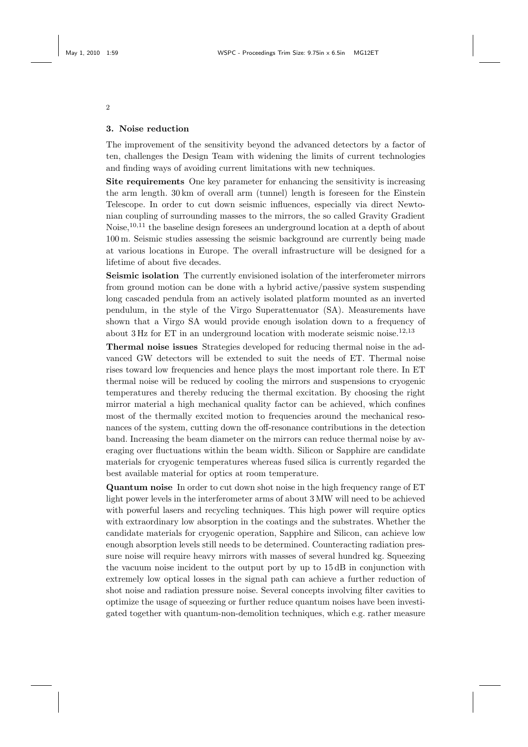## 3. Noise reduction

The improvement of the sensitivity beyond the advanced detectors by a factor of ten, challenges the Design Team with widening the limits of current technologies and finding ways of avoiding current limitations with new techniques.

**Site requirements** One key parameter for enhancing the sensitivity is increasing the arm length. 30 km of overall arm (tunnel) length is foreseen for the Einstein Telescope. In order to cut down seismic influences, especially via direct Newtonian coupling of surrounding masses to the mirrors, the so called Gravity Gradient Noise,[10,11] the baseline design foresees an underground location at a depth of about 100 m. Seismic studies assessing the seismic background are currently being made at various locations in Europe. The overall infrastructure will be designed for a lifetime of about five decades.

**Seismic isolation** The currently envisioned isolation of the interferometer mirrors from ground motion can be done with a hybrid active/passive system suspending long cascaded pendula from an actively isolated platform mounted as an inverted pendulum, in the style of the Virgo Superattenuator (SA). Measurements have shown that a Virgo SA would provide enough isolation down to a frequency of about 3 Hz for ET in an underground location with moderate seismic noise.[12,13]

**Thermal noise issues** Strategies developed for reducing thermal noise in the advanced GW detectors will be extended to suit the needs of ET. Thermal noise rises toward low frequencies and hence plays the most important role there. In ET thermal noise will be reduced by cooling the mirrors and suspensions to cryogenic temperatures and thereby reducing the thermal excitation. By choosing the right mirror material a high mechanical quality factor can be achieved, which confines most of the thermally excited motion to frequencies around the mechanical resonances of the system, cutting down the off-resonance contributions in the detection band. Increasing the beam diameter on the mirrors can reduce thermal noise by averaging over fluctuations within the beam width. Silicon or Sapphire are candidate materials for cryogenic temperatures whereas fused silica is currently regarded the best available material for optics at room temperature.

**Quantum noise** In order to cut down shot noise in the high frequency range of ET light power levels in the interferometer arms of about 3 MW will need to be achieved with powerful lasers and recycling techniques. This high power will require optics with extraordinary low absorption in the coatings and the substrates. Whether the candidate materials for cryogenic operation, Sapphire and Silicon, can achieve low enough absorption levels still needs to be determined. Counteracting radiation pressure noise will require heavy mirrors with masses of several hundred kg. Squeezing the vacuum noise incident to the output port by up to 15 dB in conjunction with extremely low optical losses in the signal path can achieve a further reduction of shot noise and radiation pressure noise. Several concepts involving filter cavities to optimize the usage of squeezing or further reduce quantum noises have been investigated together with quantum-non-demolition techniques, which e.g. rather measure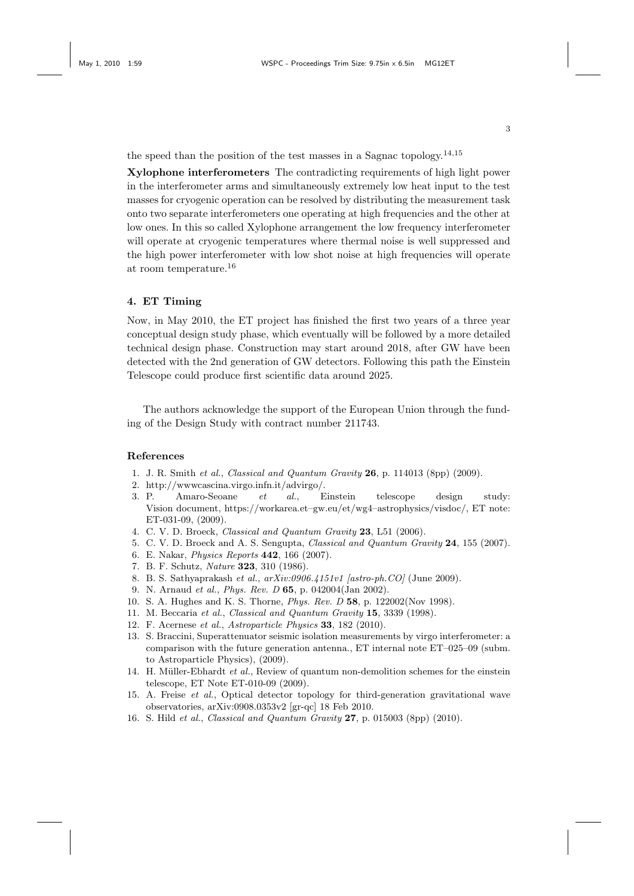the speed than the position of the test masses in a Sagnac topology.[14,15]

**Xylophone interferometers** The contradicting requirements of high light power in the interferometer arms and simultaneously extremely low heat input to the test masses for cryogenic operation can be resolved by distributing the measurement task onto two separate interferometers one operating at high frequencies and the other at low ones. In this so called Xylophone arrangement the low frequency interferometer will operate at cryogenic temperatures where thermal noise is well suppressed and the high power interferometer with low shot noise at high frequencies will operate at room temperature.[16]

## 4. ET Timing

Now, in May 2010, the ET project has finished the first two years of a three year conceptual design study phase, which eventually will be followed by a more detailed technical design phase. Construction may start around 2018, after GW have been detected with the 2nd generation of GW detectors. Following this path the Einstein Telescope could produce first scientific data around 2025.

The authors acknowledge the support of the European Union through the funding of the Design Study with contract number 211743.

## References

1. J. R. Smith *et al.*, *Classical and Quantum Gravity* **26**, p. 114013 (8pp) (2009).
2. http://wwwcascina.virgo.infn.it/advirgo/.
3. P. Amaro-Seoane *et al.*, Einstein telescope design study: Vision document, https://workarea.et–gw.eu/et/wg4–astrophysics/visdoc/, ET note: ET-031-09, (2009).
4. C. V. D. Broeck, *Classical and Quantum Gravity* **23**, L51 (2006).
5. C. V. D. Broeck and A. S. Sengupta, *Classical and Quantum Gravity* **24**, 155 (2007).
6. E. Nakar, *Physics Reports* **442**, 166 (2007).
7. B. F. Schutz, *Nature* **323**, 310 (1986).
8. B. S. Sathyaprakash *et al.*, *arXiv:0906.4151v1 [astro-ph.CO]* (June 2009).
9. N. Arnaud *et al.*, *Phys. Rev. D* **65**, p. 042004(Jan 2002).
10. S. A. Hughes and K. S. Thorne, *Phys. Rev. D* **58**, p. 122002(Nov 1998).
11. M. Beccaria *et al.*, *Classical and Quantum Gravity* **15**, 3339 (1998).
12. F. Acernese *et al.*, *Astroparticle Physics* **33**, 182 (2010).
13. S. Braccini, Superattenuator seismic isolation measurements by virgo interferometer: a comparison with the future generation antenna., ET internal note ET–025–09 (subm. to Astroparticle Physics), (2009).
14. H. Müller-Ebhardt *et al.*, Review of quantum non-demolition schemes for the einstein telescope, ET Note ET-010-09 (2009).
15. A. Freise *et al.*, Optical detector topology for third-generation gravitational wave observatories, arXiv:0908.0353v2 [gr-qc] 18 Feb 2010.
16. S. Hild *et al.*, *Classical and Quantum Gravity* **27**, p. 015003 (8pp) (2010).